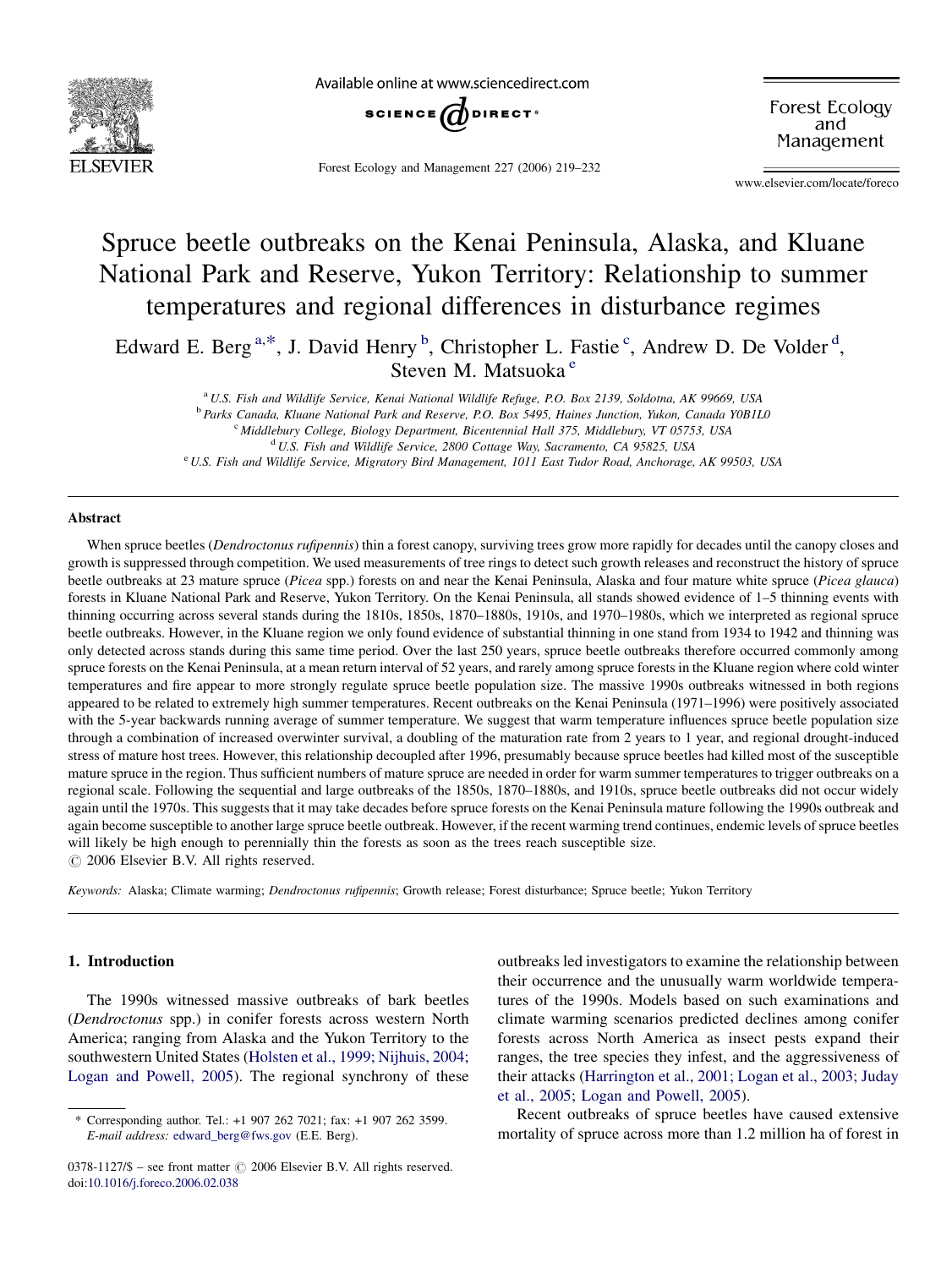# Spruce beetle outbreaks on the Kenai Peninsula, Alaska, and Kluane National Park and Reserve, Yukon Territory: Relationship to summer temperatures and regional differences in disturbance regimes

Edward E. Berg [a,*], J. David Henry [b], Christopher L. Fastie [c], Andrew D. De Volder [d], Steven M. Matsuoka [e]

[a] U.S. Fish and Wildlife Service, Kenai National Wildlife Refuge, P.O. Box 2139, Soldotna, AK 99669, USA
[b] Parks Canada, Kluane National Park and Reserve, P.O. Box 5495, Haines Junction, Yukon, Canada Y0B1L0
[c] Middlebury College, Biology Department, Bicentennial Hall 375, Middlebury, VT 05753, USA
[d] U.S. Fish and Wildlife Service, 2800 Cottage Way, Sacramento, CA 95825, USA
[e] U.S. Fish and Wildlife Service, Migratory Bird Management, 1011 East Tudor Road, Anchorage, AK 99503, USA

## Abstract

When spruce beetles (*Dendroctonus rufipennis*) thin a forest canopy, surviving trees grow more rapidly for decades until the canopy closes and growth is suppressed through competition. We used measurements of tree rings to detect such growth releases and reconstruct the history of spruce beetle outbreaks at 23 mature spruce (*Picea* spp.) forests on and near the Kenai Peninsula, Alaska and four mature white spruce (*Picea glauca*) forests in Kluane National Park and Reserve, Yukon Territory. On the Kenai Peninsula, all stands showed evidence of 1–5 thinning events with thinning occurring across several stands during the 1810s, 1850s, 1870–1880s, 1910s, and 1970–1980s, which we interpreted as regional spruce beetle outbreaks. However, in the Kluane region we only found evidence of substantial thinning in one stand from 1934 to 1942 and thinning was only detected across stands during this same time period. Over the last 250 years, spruce beetle outbreaks therefore occurred commonly among spruce forests on the Kenai Peninsula, at a mean return interval of 52 years, and rarely among spruce forests in the Kluane region where cold winter temperatures and fire appear to more strongly regulate spruce beetle population size. The massive 1990s outbreaks witnessed in both regions appeared to be related to extremely high summer temperatures. Recent outbreaks on the Kenai Peninsula (1971–1996) were positively associated with the 5-year backwards running average of summer temperature. We suggest that warm temperature influences spruce beetle population size through a combination of increased overwinter survival, a doubling of the maturation rate from 2 years to 1 year, and regional drought-induced stress of mature host trees. However, this relationship decoupled after 1996, presumably because spruce beetles had killed most of the susceptible mature spruce in the region. Thus sufficient numbers of mature spruce are needed in order for warm summer temperatures to trigger outbreaks on a regional scale. Following the sequential and large outbreaks of the 1850s, 1870–1880s, and 1910s, spruce beetle outbreaks did not occur widely again until the 1970s. This suggests that it may take decades before spruce forests on the Kenai Peninsula mature following the 1990s outbreak and again become susceptible to another large spruce beetle outbreak. However, if the recent warming trend continues, endemic levels of spruce beetles will likely be high enough to perennially thin the forests as soon as the trees reach susceptible size.
© 2006 Elsevier B.V. All rights reserved.

*Keywords:* Alaska; Climate warming; *Dendroctonus rufipennis*; Growth release; Forest disturbance; Spruce beetle; Yukon Territory

## 1. Introduction

The 1990s witnessed massive outbreaks of bark beetles (*Dendroctonus* spp.) in conifer forests across western North America; ranging from Alaska and the Yukon Territory to the southwestern United States (Holsten et al., 1999; Nijhuis, 2004; Logan and Powell, 2005). The regional synchrony of these outbreaks led investigators to examine the relationship between their occurrence and the unusually warm worldwide temperatures of the 1990s. Models based on such examinations and climate warming scenarios predicted declines among conifer forests across North America as insect pests expand their ranges, the tree species they infest, and the aggressiveness of their attacks (Harrington et al., 2001; Logan et al., 2003; Juday et al., 2005; Logan and Powell, 2005).

Recent outbreaks of spruce beetles have caused extensive mortality of spruce across more than 1.2 million ha of forest in

* Corresponding author. Tel.: +1 907 262 7021; fax: +1 907 262 3599.
*E-mail address:* edward_berg@fws.gov (E.E. Berg).

0378-1127/$ – see front matter © 2006 Elsevier B.V. All rights reserved.
doi:10.1016/j.foreco.2006.02.038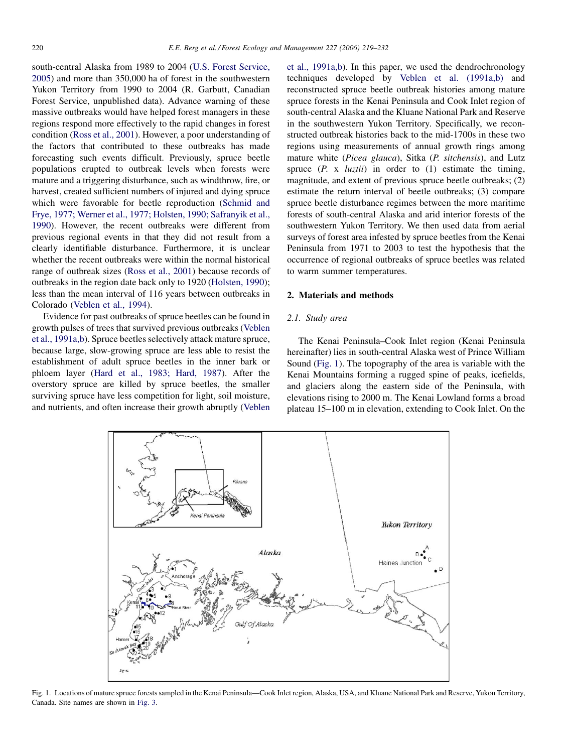south-central Alaska from 1989 to 2004 (U.S. Forest Service, 2005) and more than 350,000 ha of forest in the southwestern Yukon Territory from 1990 to 2004 (R. Garbutt, Canadian Forest Service, unpublished data). Advance warning of these massive outbreaks would have helped forest managers in these regions respond more effectively to the rapid changes in forest condition (Ross et al., 2001). However, a poor understanding of the factors that contributed to these outbreaks has made forecasting such events difficult. Previously, spruce beetle populations erupted to outbreak levels when forests were mature and a triggering disturbance, such as windthrow, fire, or harvest, created sufficient numbers of injured and dying spruce which were favorable for beetle reproduction (Schmid and Frye, 1977; Werner et al., 1977; Holsten, 1990; Safranyik et al., 1990). However, the recent outbreaks were different from previous regional events in that they did not result from a clearly identifiable disturbance. Furthermore, it is unclear whether the recent outbreaks were within the normal historical range of outbreak sizes (Ross et al., 2001) because records of outbreaks in the region date back only to 1920 (Holsten, 1990); less than the mean interval of 116 years between outbreaks in Colorado (Veblen et al., 1994).

Evidence for past outbreaks of spruce beetles can be found in growth pulses of trees that survived previous outbreaks (Veblen et al., 1991a,b). Spruce beetles selectively attack mature spruce, because large, slow-growing spruce are less able to resist the establishment of adult spruce beetles in the inner bark or phloem layer (Hard et al., 1983; Hard, 1987). After the overstory spruce are killed by spruce beetles, the smaller surviving spruce have less competition for light, soil moisture, and nutrients, and often increase their growth abruptly (Veblen et al., 1991a,b). In this paper, we used the dendrochronology techniques developed by Veblen et al. (1991a,b) and reconstructed spruce beetle outbreak histories among mature spruce forests in the Kenai Peninsula and Cook Inlet region of south-central Alaska and the Kluane National Park and Reserve in the southwestern Yukon Territory. Specifically, we reconstructed outbreak histories back to the mid-1700s in these two regions using measurements of annual growth rings among mature white (*Picea glauca*), Sitka (*P. sitchensis*), and Lutz spruce (*P.* x *luztii*) in order to (1) estimate the timing, magnitude, and extent of previous spruce beetle outbreaks; (2) estimate the return interval of beetle outbreaks; (3) compare spruce beetle disturbance regimes between the more maritime forests of south-central Alaska and arid interior forests of the southwestern Yukon Territory. We then used data from aerial surveys of forest area infested by spruce beetles from the Kenai Peninsula from 1971 to 2003 to test the hypothesis that the occurrence of regional outbreaks of spruce beetles was related to warm summer temperatures.

## 2. Materials and methods

### 2.1. Study area

The Kenai Peninsula–Cook Inlet region (Kenai Peninsula hereinafter) lies in south-central Alaska west of Prince William Sound (Fig. 1). The topography of the area is variable with the Kenai Mountains forming a rugged spine of peaks, icefields, and glaciers along the eastern side of the Peninsula, with elevations rising to 2000 m. The Kenai Lowland forms a broad plateau 15–100 m in elevation, extending to Cook Inlet. On the

Fig. 1. Locations of mature spruce forests sampled in the Kenai Peninsula—Cook Inlet region, Alaska, USA, and Kluane National Park and Reserve, Yukon Territory, Canada. Site names are shown in Fig. 3.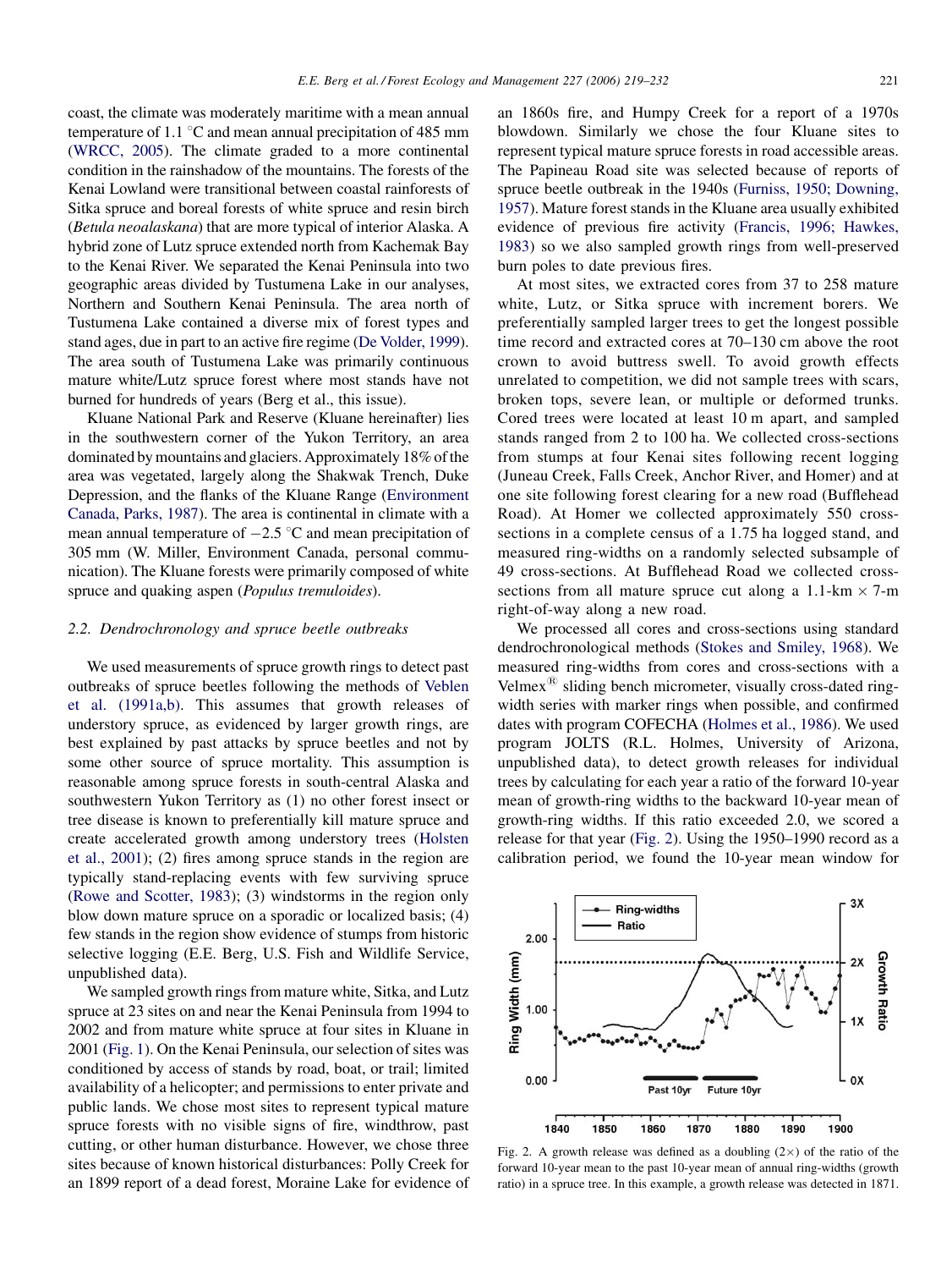coast, the climate was moderately maritime with a mean annual temperature of 1.1 °C and mean annual precipitation of 485 mm (WRCC, 2005). The climate graded to a more continental condition in the rainshadow of the mountains. The forests of the Kenai Lowland were transitional between coastal rainforests of Sitka spruce and boreal forests of white spruce and resin birch (*Betula neoalaskana*) that are more typical of interior Alaska. A hybrid zone of Lutz spruce extended north from Kachemak Bay to the Kenai River. We separated the Kenai Peninsula into two geographic areas divided by Tustumena Lake in our analyses, Northern and Southern Kenai Peninsula. The area north of Tustumena Lake contained a diverse mix of forest types and stand ages, due in part to an active fire regime (De Volder, 1999). The area south of Tustumena Lake was primarily continuous mature white/Lutz spruce forest where most stands have not burned for hundreds of years (Berg et al., this issue).

Kluane National Park and Reserve (Kluane hereinafter) lies in the southwestern corner of the Yukon Territory, an area dominated by mountains and glaciers. Approximately 18% of the area was vegetated, largely along the Shakwak Trench, Duke Depression, and the flanks of the Kluane Range (Environment Canada, Parks, 1987). The area is continental in climate with a mean annual temperature of −2.5 °C and mean precipitation of 305 mm (W. Miller, Environment Canada, personal communication). The Kluane forests were primarily composed of white spruce and quaking aspen (*Populus tremuloides*).

### 2.2. Dendrochronology and spruce beetle outbreaks

We used measurements of spruce growth rings to detect past outbreaks of spruce beetles following the methods of Veblen et al. (1991a,b). This assumes that growth releases of understory spruce, as evidenced by larger growth rings, are best explained by past attacks by spruce beetles and not by some other source of spruce mortality. This assumption is reasonable among spruce forests in south-central Alaska and southwestern Yukon Territory as (1) no other forest insect or tree disease is known to preferentially kill mature spruce and create accelerated growth among understory trees (Holsten et al., 2001); (2) fires among spruce stands in the region are typically stand-replacing events with few surviving spruce (Rowe and Scotter, 1983); (3) windstorms in the region only blow down mature spruce on a sporadic or localized basis; (4) few stands in the region show evidence of stumps from historic selective logging (E.E. Berg, U.S. Fish and Wildlife Service, unpublished data).

We sampled growth rings from mature white, Sitka, and Lutz spruce at 23 sites on and near the Kenai Peninsula from 1994 to 2002 and from mature white spruce at four sites in Kluane in 2001 (Fig. 1). On the Kenai Peninsula, our selection of sites was conditioned by access of stands by road, boat, or trail; limited availability of a helicopter; and permissions to enter private and public lands. We chose most sites to represent typical mature spruce forests with no visible signs of fire, windthrow, past cutting, or other human disturbance. However, we chose three sites because of known historical disturbances: Polly Creek for an 1899 report of a dead forest, Moraine Lake for evidence of an 1860s fire, and Humpy Creek for a report of a 1970s blowdown. Similarly we chose the four Kluane sites to represent typical mature spruce forests in road accessible areas. The Papineau Road site was selected because of reports of spruce beetle outbreak in the 1940s (Furniss, 1950; Downing, 1957). Mature forest stands in the Kluane area usually exhibited evidence of previous fire activity (Francis, 1996; Hawkes, 1983) so we also sampled growth rings from well-preserved burn poles to date previous fires.

At most sites, we extracted cores from 37 to 258 mature white, Lutz, or Sitka spruce with increment borers. We preferentially sampled larger trees to get the longest possible time record and extracted cores at 70–130 cm above the root crown to avoid buttress swell. To avoid growth effects unrelated to competition, we did not sample trees with scars, broken tops, severe lean, or multiple or deformed trunks. Cored trees were located at least 10 m apart, and sampled stands ranged from 2 to 100 ha. We collected cross-sections from stumps at four Kenai sites following recent logging (Juneau Creek, Falls Creek, Anchor River, and Homer) and at one site following forest clearing for a new road (Bufflehead Road). At Homer we collected approximately 550 cross-sections in a complete census of a 1.75 ha logged stand, and measured ring-widths on a randomly selected subsample of 49 cross-sections. At Bufflehead Road we collected cross-sections from all mature spruce cut along a 1.1-km × 7-m right-of-way along a new road.

We processed all cores and cross-sections using standard dendrochronological methods (Stokes and Smiley, 1968). We measured ring-widths from cores and cross-sections with a Velmex® sliding bench micrometer, visually cross-dated ring-width series with marker rings when possible, and confirmed dates with program COFECHA (Holmes et al., 1986). We used program JOLTS (R.L. Holmes, University of Arizona, unpublished data), to detect growth releases for individual trees by calculating for each year a ratio of the forward 10-year mean of growth-ring widths to the backward 10-year mean of growth-ring widths. If this ratio exceeded 2.0, we scored a release for that year (Fig. 2). Using the 1950–1990 record as a calibration period, we found the 10-year mean window for

Fig. 2. A growth release was defined as a doubling (2×) of the ratio of the forward 10-year mean to the past 10-year mean of annual ring-widths (growth ratio) in a spruce tree. In this example, a growth release was detected in 1871.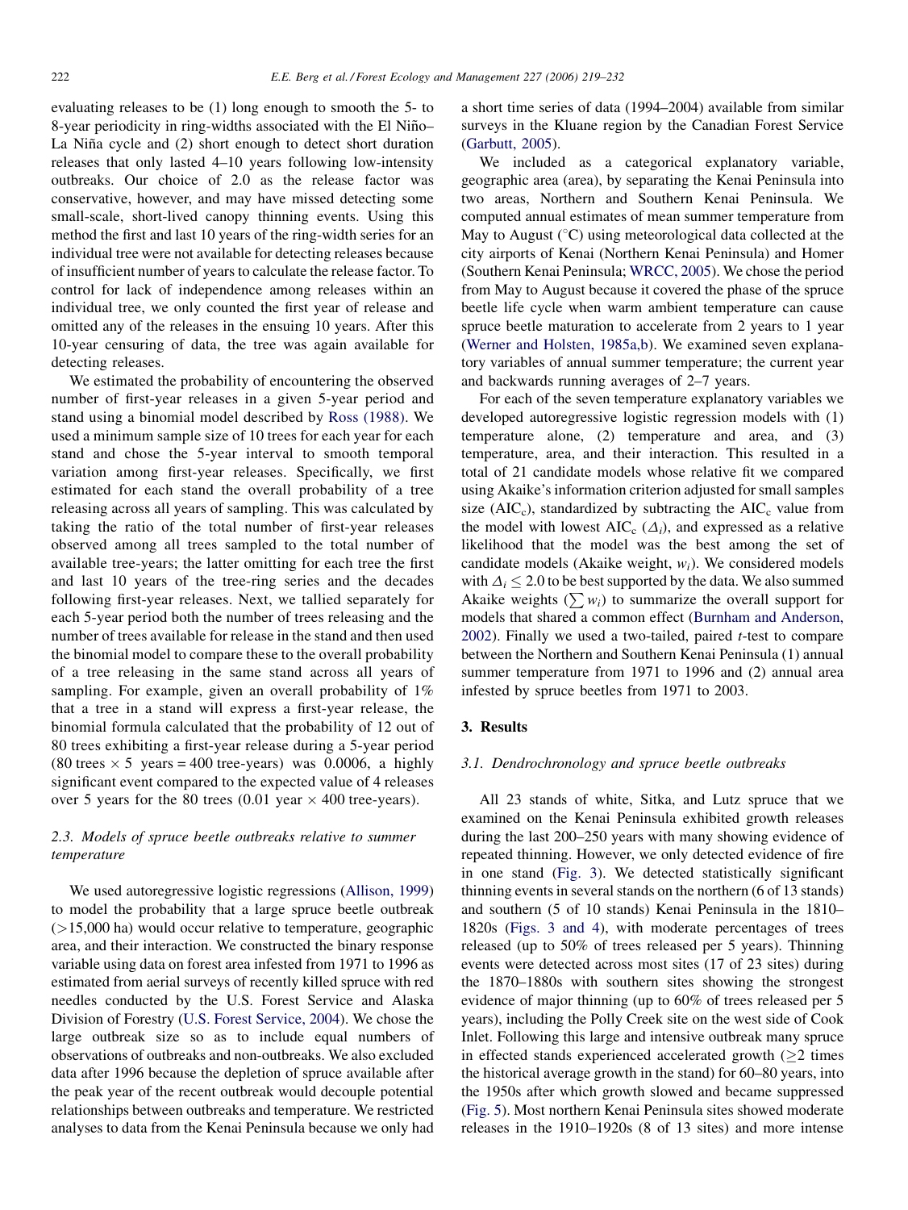evaluating releases to be (1) long enough to smooth the 5- to 8-year periodicity in ring-widths associated with the El Niño–La Niña cycle and (2) short enough to detect short duration releases that only lasted 4–10 years following low-intensity outbreaks. Our choice of 2.0 as the release factor was conservative, however, and may have missed detecting some small-scale, short-lived canopy thinning events. Using this method the first and last 10 years of the ring-width series for an individual tree were not available for detecting releases because of insufficient number of years to calculate the release factor. To control for lack of independence among releases within an individual tree, we only counted the first year of release and omitted any of the releases in the ensuing 10 years. After this 10-year censuring of data, the tree was again available for detecting releases.

We estimated the probability of encountering the observed number of first-year releases in a given 5-year period and stand using a binomial model described by Ross (1988). We used a minimum sample size of 10 trees for each year for each stand and chose the 5-year interval to smooth temporal variation among first-year releases. Specifically, we first estimated for each stand the overall probability of a tree releasing across all years of sampling. This was calculated by taking the ratio of the total number of first-year releases observed among all trees sampled to the total number of available tree-years; the latter omitting for each tree the first and last 10 years of the tree-ring series and the decades following first-year releases. Next, we tallied separately for each 5-year period both the number of trees releasing and the number of trees available for release in the stand and then used the binomial model to compare these to the overall probability of a tree releasing in the same stand across all years of sampling. For example, given an overall probability of 1% that a tree in a stand will express a first-year release, the binomial formula calculated that the probability of 12 out of 80 trees exhibiting a first-year release during a 5-year period (80 trees $\times$ 5 years = 400 tree-years) was 0.0006, a highly significant event compared to the expected value of 4 releases over 5 years for the 80 trees (0.01 year $\times$ 400 tree-years).

### 2.3. Models of spruce beetle outbreaks relative to summer temperature

We used autoregressive logistic regressions (Allison, 1999) to model the probability that a large spruce beetle outbreak (>15,000 ha) would occur relative to temperature, geographic area, and their interaction. We constructed the binary response variable using data on forest area infested from 1971 to 1996 as estimated from aerial surveys of recently killed spruce with red needles conducted by the U.S. Forest Service and Alaska Division of Forestry (U.S. Forest Service, 2004). We chose the large outbreak size so as to include equal numbers of observations of outbreaks and non-outbreaks. We also excluded data after 1996 because the depletion of spruce available after the peak year of the recent outbreak would decouple potential relationships between outbreaks and temperature. We restricted analyses to data from the Kenai Peninsula because we only had a short time series of data (1994–2004) available from similar surveys in the Kluane region by the Canadian Forest Service (Garbutt, 2005).

We included as a categorical explanatory variable, geographic area (area), by separating the Kenai Peninsula into two areas, Northern and Southern Kenai Peninsula. We computed annual estimates of mean summer temperature from May to August (°C) using meteorological data collected at the city airports of Kenai (Northern Kenai Peninsula) and Homer (Southern Kenai Peninsula; WRCC, 2005). We chose the period from May to August because it covered the phase of the spruce beetle life cycle when warm ambient temperature can cause spruce beetle maturation to accelerate from 2 years to 1 year (Werner and Holsten, 1985a,b). We examined seven explanatory variables of annual summer temperature; the current year and backwards running averages of 2–7 years.

For each of the seven temperature explanatory variables we developed autoregressive logistic regression models with (1) temperature alone, (2) temperature and area, and (3) temperature, area, and their interaction. This resulted in a total of 21 candidate models whose relative fit we compared using Akaike's information criterion adjusted for small samples size ($AIC_c$), standardized by subtracting the $AIC_c$ value from the model with lowest $AIC_c$ ($\Delta_i$), and expressed as a relative likelihood that the model was the best among the set of candidate models (Akaike weight, $w_i$). We considered models with $\Delta_i \leq 2.0$ to be best supported by the data. We also summed Akaike weights ($\sum w_i$) to summarize the overall support for models that shared a common effect (Burnham and Anderson, 2002). Finally we used a two-tailed, paired $t$-test to compare between the Northern and Southern Kenai Peninsula (1) annual summer temperature from 1971 to 1996 and (2) annual area infested by spruce beetles from 1971 to 2003.

## 3. Results

### 3.1. Dendrochronology and spruce beetle outbreaks

All 23 stands of white, Sitka, and Lutz spruce that we examined on the Kenai Peninsula exhibited growth releases during the last 200–250 years with many showing evidence of repeated thinning. However, we only detected evidence of fire in one stand (Fig. 3). We detected statistically significant thinning events in several stands on the northern (6 of 13 stands) and southern (5 of 10 stands) Kenai Peninsula in the 1810–1820s (Figs. 3 and 4), with moderate percentages of trees released (up to 50% of trees released per 5 years). Thinning events were detected across most sites (17 of 23 sites) during the 1870–1880s with southern sites showing the strongest evidence of major thinning (up to 60% of trees released per 5 years), including the Polly Creek site on the west side of Cook Inlet. Following this large and intensive outbreak many spruce in effected stands experienced accelerated growth ($\geq$2 times the historical average growth in the stand) for 60–80 years, into the 1950s after which growth slowed and became suppressed (Fig. 5). Most northern Kenai Peninsula sites showed moderate releases in the 1910–1920s (8 of 13 sites) and more intense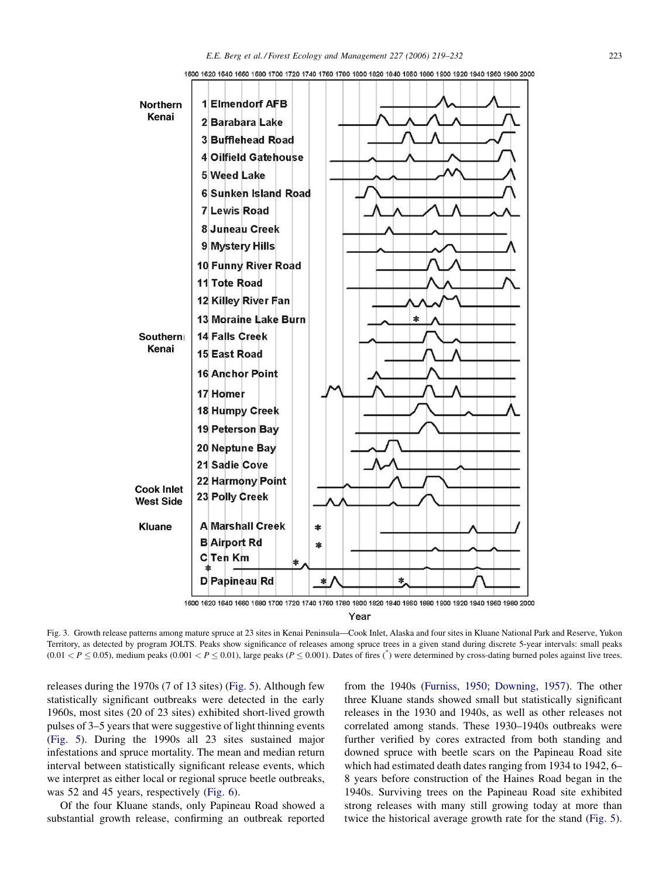Fig. 3. Growth release patterns among mature spruce at 23 sites in Kenai Peninsula—Cook Inlet, Alaska and four sites in Kluane National Park and Reserve, Yukon Territory, as detected by program JOLTS. Peaks show significance of releases among spruce trees in a given stand during discrete 5-year intervals: small peaks ($0.01 < P \leq 0.05$), medium peaks ($0.001 < P \leq 0.01$), large peaks ($P \leq 0.001$). Dates of fires (*) were determined by cross-dating burned poles against live trees.

releases during the 1970s (7 of 13 sites) (Fig. 5). Although few statistically significant outbreaks were detected in the early 1960s, most sites (20 of 23 sites) exhibited short-lived growth pulses of 3–5 years that were suggestive of light thinning events (Fig. 5). During the 1990s all 23 sites sustained major infestations and spruce mortality. The mean and median return interval between statistically significant release events, which we interpret as either local or regional spruce beetle outbreaks, was 52 and 45 years, respectively (Fig. 6).

Of the four Kluane stands, only Papineau Road showed a substantial growth release, confirming an outbreak reported from the 1940s (Furniss, 1950; Downing, 1957). The other three Kluane stands showed small but statistically significant releases in the 1930 and 1940s, as well as other releases not correlated among stands. These 1930–1940s outbreaks were further verified by cores extracted from both standing and downed spruce with beetle scars on the Papineau Road site which had estimated death dates ranging from 1934 to 1942, 6–8 years before construction of the Haines Road began in the 1940s. Surviving trees on the Papineau Road site exhibited strong releases with many still growing today at more than twice the historical average growth rate for the stand (Fig. 5).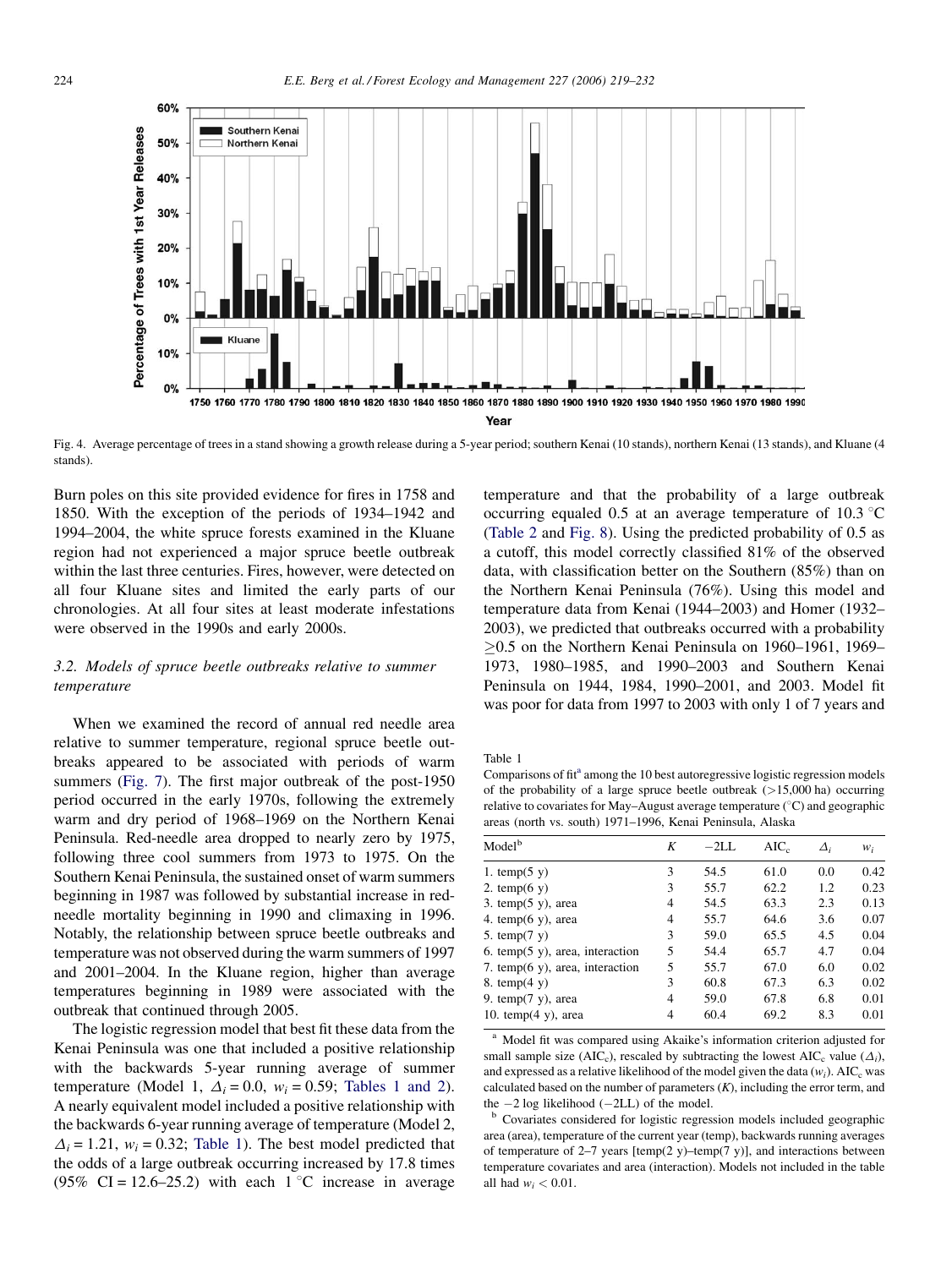Fig. 4. Average percentage of trees in a stand showing a growth release during a 5-year period; southern Kenai (10 stands), northern Kenai (13 stands), and Kluane (4 stands).

Burn poles on this site provided evidence for fires in 1758 and 1850. With the exception of the periods of 1934–1942 and 1994–2004, the white spruce forests examined in the Kluane region had not experienced a major spruce beetle outbreak within the last three centuries. Fires, however, were detected on all four Kluane sites and limited the early parts of our chronologies. At all four sites at least moderate infestations were observed in the 1990s and early 2000s.

### 3.2. Models of spruce beetle outbreaks relative to summer temperature

When we examined the record of annual red needle area relative to summer temperature, regional spruce beetle outbreaks appeared to be associated with periods of warm summers (Fig. 7). The first major outbreak of the post-1950 period occurred in the early 1970s, following the extremely warm and dry period of 1968–1969 on the Northern Kenai Peninsula. Red-needle area dropped to nearly zero by 1975, following three cool summers from 1973 to 1975. On the Southern Kenai Peninsula, the sustained onset of warm summers beginning in 1987 was followed by substantial increase in red-needle mortality beginning in 1990 and climaxing in 1996. Notably, the relationship between spruce beetle outbreaks and temperature was not observed during the warm summers of 1997 and 2001–2004. In the Kluane region, higher than average temperatures beginning in 1989 were associated with the outbreak that continued through 2005.

The logistic regression model that best fit these data from the Kenai Peninsula was one that included a positive relationship with the backwards 5-year running average of summer temperature (Model 1, $\Delta_i = 0.0$, $w_i = 0.59$; Tables 1 and 2). A nearly equivalent model included a positive relationship with the backwards 6-year running average of temperature (Model 2, $\Delta_i = 1.21$, $w_i = 0.32$; Table 1). The best model predicted that the odds of a large outbreak occurring increased by 17.8 times (95% CI = 12.6–25.2) with each 1 °C increase in average temperature and that the probability of a large outbreak occurring equaled 0.5 at an average temperature of 10.3 °C (Table 2 and Fig. 8). Using the predicted probability of 0.5 as a cutoff, this model correctly classified 81% of the observed data, with classification better on the Southern (85%) than on the Northern Kenai Peninsula (76%). Using this model and temperature data from Kenai (1944–2003) and Homer (1932–2003), we predicted that outbreaks occurred with a probability ≥0.5 on the Northern Kenai Peninsula on 1960–1961, 1969–1973, 1980–1985, and 1990–2003 and Southern Kenai Peninsula on 1944, 1984, 1990–2001, and 2003. Model fit was poor for data from 1997 to 2003 with only 1 of 7 years and

Table 1
Comparisons of fit[a] among the 10 best autoregressive logistic regression models of the probability of a large spruce beetle outbreak (>15,000 ha) occurring relative to covariates for May–August average temperature (°C) and geographic areas (north vs. south) 1971–1996, Kenai Peninsula, Alaska

| Model[b] | $K$ | $-2$LL | AIC$_c$ | $\Delta_i$ | $w_i$ |
|---|---|---|---|---|---|
| 1. temp(5 y) | 3 | 54.5 | 61.0 | 0.0 | 0.42 |
| 2. temp(6 y) | 3 | 55.7 | 62.2 | 1.2 | 0.23 |
| 3. temp(5 y), area | 4 | 54.5 | 63.3 | 2.3 | 0.13 |
| 4. temp(6 y), area | 4 | 55.7 | 64.6 | 3.6 | 0.07 |
| 5. temp(7 y) | 3 | 59.0 | 65.5 | 4.5 | 0.04 |
| 6. temp(5 y), area, interaction | 5 | 54.4 | 65.7 | 4.7 | 0.04 |
| 7. temp(6 y), area, interaction | 5 | 55.7 | 67.0 | 6.0 | 0.02 |
| 8. temp(4 y) | 3 | 60.8 | 67.3 | 6.3 | 0.02 |
| 9. temp(7 y), area | 4 | 59.0 | 67.8 | 6.8 | 0.01 |
| 10. temp(4 y), area | 4 | 60.4 | 69.2 | 8.3 | 0.01 |

[a] Model fit was compared using Akaike's information criterion adjusted for small sample size (AIC$_c$), rescaled by subtracting the lowest AIC$_c$ value ($\Delta_i$), and expressed as a relative likelihood of the model given the data ($w_i$). AIC$_c$ was calculated based on the number of parameters ($K$), including the error term, and the $-2$ log likelihood ($-2$LL) of the model.

[b] Covariates considered for logistic regression models included geographic area (area), temperature of the current year (temp), backwards running averages of temperature of 2–7 years [temp(2 y)–temp(7 y)], and interactions between temperature covariates and area (interaction). Models not included in the table all had $w_i < 0.01$.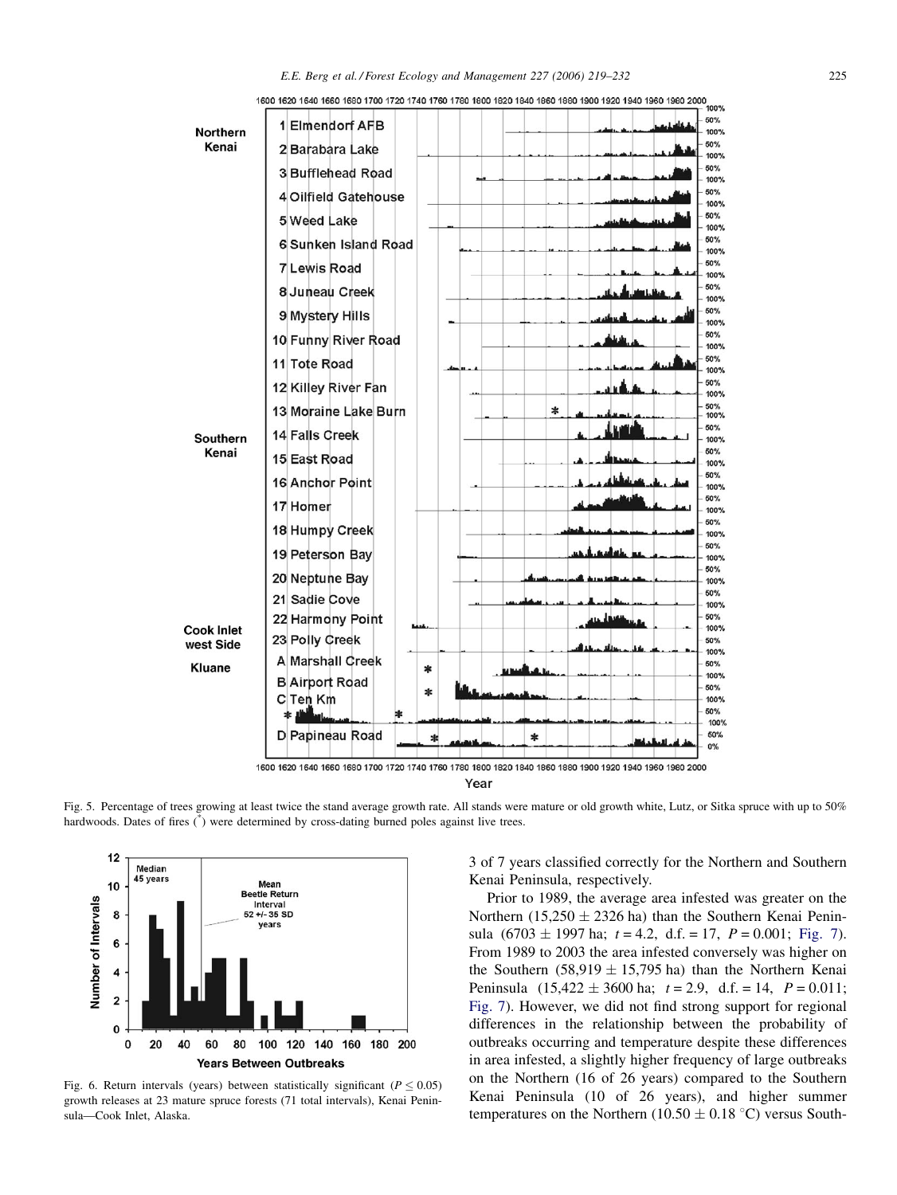Fig. 5. Percentage of trees growing at least twice the stand average growth rate. All stands were mature or old growth white, Lutz, or Sitka spruce with up to 50% hardwoods. Dates of fires (*) were determined by cross-dating burned poles against live trees.

Fig. 6. Return intervals (years) between statistically significant ($P \leq 0.05$) growth releases at 23 mature spruce forests (71 total intervals), Kenai Peninsula—Cook Inlet, Alaska.

3 of 7 years classified correctly for the Northern and Southern Kenai Peninsula, respectively.

Prior to 1989, the average area infested was greater on the Northern (15,250 ± 2326 ha) than the Southern Kenai Peninsula (6703 ± 1997 ha; $t = 4.2$, d.f. = 17, $P = 0.001$; Fig. 7). From 1989 to 2003 the area infested conversely was higher on the Southern (58,919 ± 15,795 ha) than the Northern Kenai Peninsula (15,422 ± 3600 ha; $t = 2.9$, d.f. = 14, $P = 0.011$; Fig. 7). However, we did not find strong support for regional differences in the relationship between the probability of outbreaks occurring and temperature despite these differences in area infested, a slightly higher frequency of large outbreaks on the Northern (16 of 26 years) compared to the Southern Kenai Peninsula (10 of 26 years), and higher summer temperatures on the Northern (10.50 ± 0.18 °C) versus South-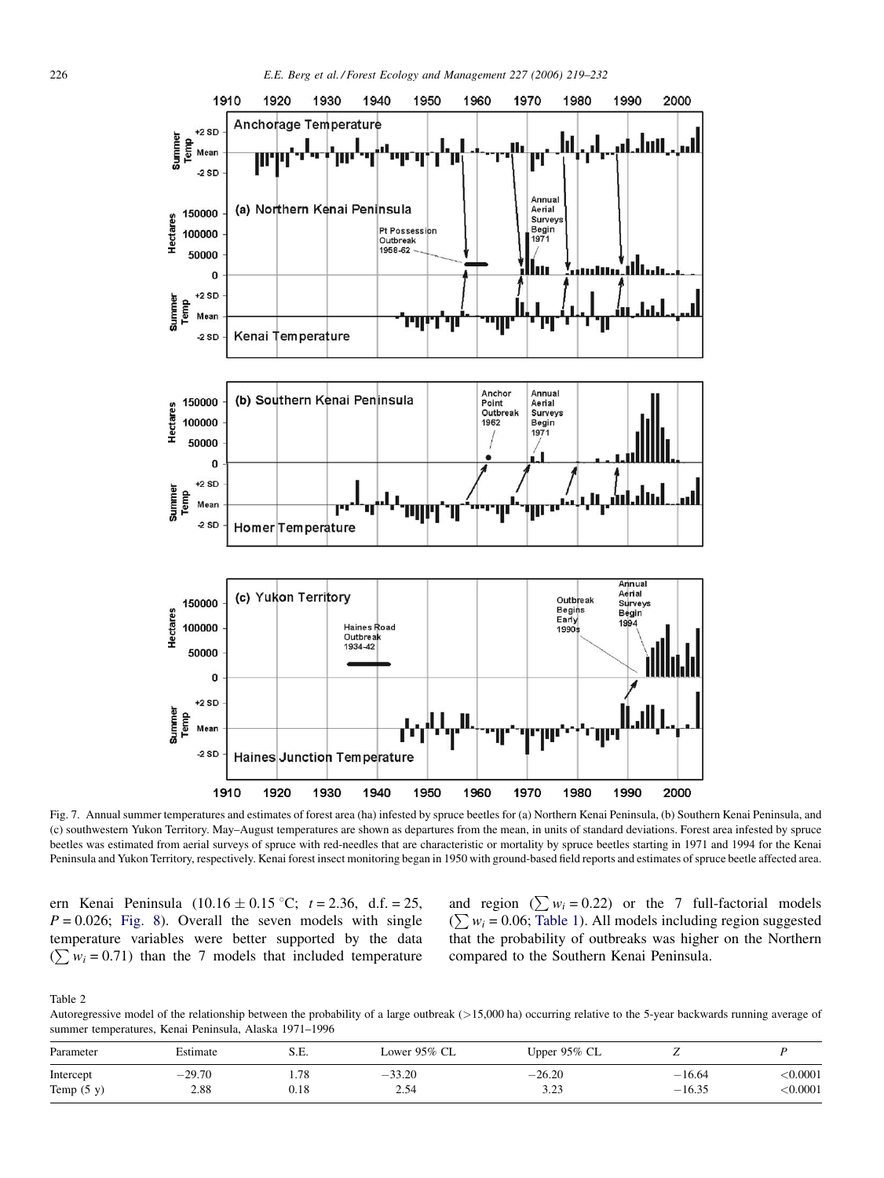Fig. 7. Annual summer temperatures and estimates of forest area (ha) infested by spruce beetles for (a) Northern Kenai Peninsula, (b) Southern Kenai Peninsula, and (c) southwestern Yukon Territory. May–August temperatures are shown as departures from the mean, in units of standard deviations. Forest area infested by spruce beetles was estimated from aerial surveys of spruce with red-needles that are characteristic or mortality by spruce beetles starting in 1971 and 1994 for the Kenai Peninsula and Yukon Territory, respectively. Kenai forest insect monitoring began in 1950 with ground-based field reports and estimates of spruce beetle affected area.

ern Kenai Peninsula ($10.16 \pm 0.15$ °C; $t = 2.36$, d.f. = 25, $P = 0.026$; Fig. 8). Overall the seven models with single temperature variables were better supported by the data ($\sum w_i = 0.71$) than the 7 models that included temperature and region ($\sum w_i = 0.22$) or the 7 full-factorial models ($\sum w_i = 0.06$; Table 1). All models including region suggested that the probability of outbreaks was higher on the Northern compared to the Southern Kenai Peninsula.

Table 2

Autoregressive model of the relationship between the probability of a large outbreak (>15,000 ha) occurring relative to the 5-year backwards running average of summer temperatures, Kenai Peninsula, Alaska 1971–1996

| Parameter | Estimate | S.E. | Lower 95% CL | Upper 95% CL | $Z$ | $P$ |
|---|---|---|---|---|---|---|
| Intercept | −29.70 | 1.78 | −33.20 | −26.20 | −16.64 | <0.0001 |
| Temp (5 y) | 2.88 | 0.18 | 2.54 | 3.23 | −16.35 | <0.0001 |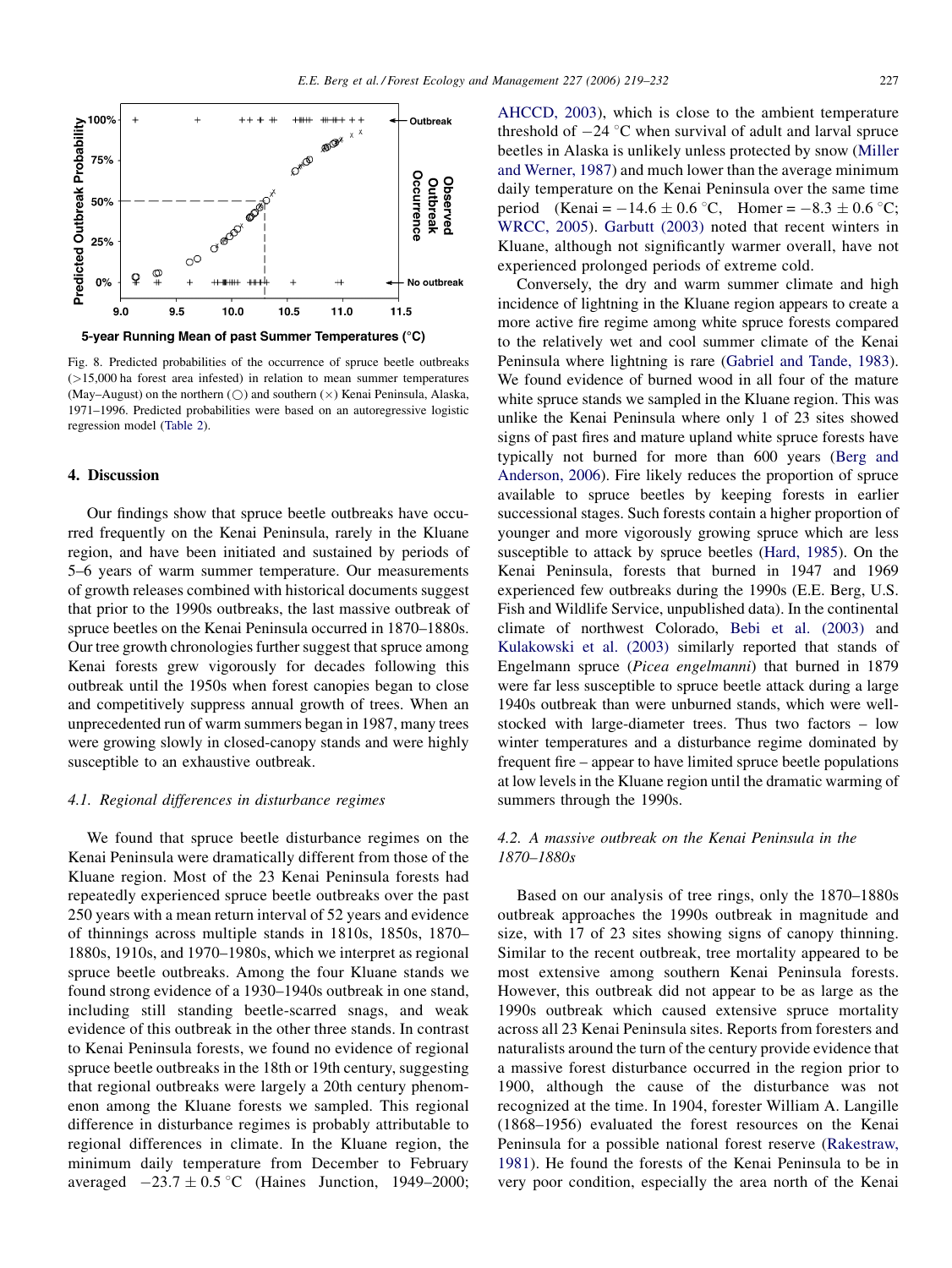Fig. 8. Predicted probabilities of the occurrence of spruce beetle outbreaks (>15,000 ha forest area infested) in relation to mean summer temperatures (May–August) on the northern (○) and southern (×) Kenai Peninsula, Alaska, 1971–1996. Predicted probabilities were based on an autoregressive logistic regression model (Table 2).

## 4. Discussion

Our findings show that spruce beetle outbreaks have occurred frequently on the Kenai Peninsula, rarely in the Kluane region, and have been initiated and sustained by periods of 5–6 years of warm summer temperature. Our measurements of growth releases combined with historical documents suggest that prior to the 1990s outbreaks, the last massive outbreak of spruce beetles on the Kenai Peninsula occurred in 1870–1880s. Our tree growth chronologies further suggest that spruce among Kenai forests grew vigorously for decades following this outbreak until the 1950s when forest canopies began to close and competitively suppress annual growth of trees. When an unprecedented run of warm summers began in 1987, many trees were growing slowly in closed-canopy stands and were highly susceptible to an exhaustive outbreak.

### *4.1. Regional differences in disturbance regimes*

We found that spruce beetle disturbance regimes on the Kenai Peninsula were dramatically different from those of the Kluane region. Most of the 23 Kenai Peninsula forests had repeatedly experienced spruce beetle outbreaks over the past 250 years with a mean return interval of 52 years and evidence of thinnings across multiple stands in 1810s, 1850s, 1870–1880s, 1910s, and 1970–1980s, which we interpret as regional spruce beetle outbreaks. Among the four Kluane stands we found strong evidence of a 1930–1940s outbreak in one stand, including still standing beetle-scarred snags, and weak evidence of this outbreak in the other three stands. In contrast to Kenai Peninsula forests, we found no evidence of regional spruce beetle outbreaks in the 18th or 19th century, suggesting that regional outbreaks were largely a 20th century phenomenon among the Kluane forests we sampled. This regional difference in disturbance regimes is probably attributable to regional differences in climate. In the Kluane region, the minimum daily temperature from December to February averaged $-23.7 \pm 0.5$ °C (Haines Junction, 1949–2000; AHCCD, 2003), which is close to the ambient temperature threshold of $-24$ °C when survival of adult and larval spruce beetles in Alaska is unlikely unless protected by snow (Miller and Werner, 1987) and much lower than the average minimum daily temperature on the Kenai Peninsula over the same time period (Kenai = $-14.6 \pm 0.6$ °C, Homer = $-8.3 \pm 0.6$ °C; WRCC, 2005). Garbutt (2003) noted that recent winters in Kluane, although not significantly warmer overall, have not experienced prolonged periods of extreme cold.

Conversely, the dry and warm summer climate and high incidence of lightning in the Kluane region appears to create a more active fire regime among white spruce forests compared to the relatively wet and cool summer climate of the Kenai Peninsula where lightning is rare (Gabriel and Tande, 1983). We found evidence of burned wood in all four of the mature white spruce stands we sampled in the Kluane region. This was unlike the Kenai Peninsula where only 1 of 23 sites showed signs of past fires and mature upland white spruce forests have typically not burned for more than 600 years (Berg and Anderson, 2006). Fire likely reduces the proportion of spruce available to spruce beetles by keeping forests in earlier successional stages. Such forests contain a higher proportion of younger and more vigorously growing spruce which are less susceptible to attack by spruce beetles (Hard, 1985). On the Kenai Peninsula, forests that burned in 1947 and 1969 experienced few outbreaks during the 1990s (E.E. Berg, U.S. Fish and Wildlife Service, unpublished data). In the continental climate of northwest Colorado, Bebi et al. (2003) and Kulakowski et al. (2003) similarly reported that stands of Engelmann spruce (*Picea engelmanni*) that burned in 1879 were far less susceptible to spruce beetle attack during a large 1940s outbreak than were unburned stands, which were well-stocked with large-diameter trees. Thus two factors – low winter temperatures and a disturbance regime dominated by frequent fire – appear to have limited spruce beetle populations at low levels in the Kluane region until the dramatic warming of summers through the 1990s.

### *4.2. A massive outbreak on the Kenai Peninsula in the 1870–1880s*

Based on our analysis of tree rings, only the 1870–1880s outbreak approaches the 1990s outbreak in magnitude and size, with 17 of 23 sites showing signs of canopy thinning. Similar to the recent outbreak, tree mortality appeared to be most extensive among southern Kenai Peninsula forests. However, this outbreak did not appear to be as large as the 1990s outbreak which caused extensive spruce mortality across all 23 Kenai Peninsula sites. Reports from foresters and naturalists around the turn of the century provide evidence that a massive forest disturbance occurred in the region prior to 1900, although the cause of the disturbance was not recognized at the time. In 1904, forester William A. Langille (1868–1956) evaluated the forest resources on the Kenai Peninsula for a possible national forest reserve (Rakestraw, 1981). He found the forests of the Kenai Peninsula to be in very poor condition, especially the area north of the Kenai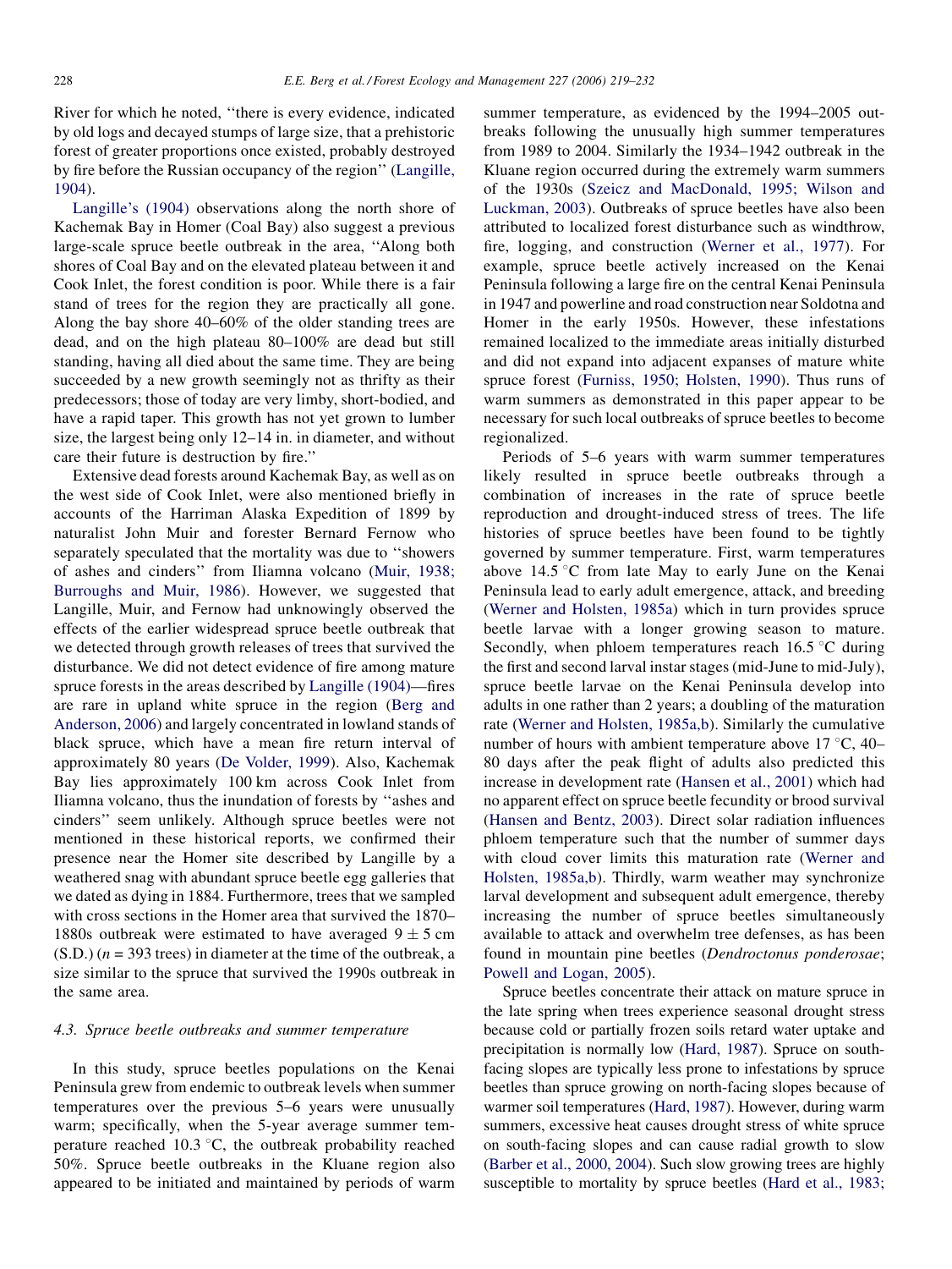River for which he noted, ''there is every evidence, indicated by old logs and decayed stumps of large size, that a prehistoric forest of greater proportions once existed, probably destroyed by fire before the Russian occupancy of the region'' (Langille, 1904).

Langille's (1904) observations along the north shore of Kachemak Bay in Homer (Coal Bay) also suggest a previous large-scale spruce beetle outbreak in the area, ''Along both shores of Coal Bay and on the elevated plateau between it and Cook Inlet, the forest condition is poor. While there is a fair stand of trees for the region they are practically all gone. Along the bay shore 40–60% of the older standing trees are dead, and on the high plateau 80–100% are dead but still standing, having all died about the same time. They are being succeeded by a new growth seemingly not as thrifty as their predecessors; those of today are very limby, short-bodied, and have a rapid taper. This growth has not yet grown to lumber size, the largest being only 12–14 in. in diameter, and without care their future is destruction by fire.''

Extensive dead forests around Kachemak Bay, as well as on the west side of Cook Inlet, were also mentioned briefly in accounts of the Harriman Alaska Expedition of 1899 by naturalist John Muir and forester Bernard Fernow who separately speculated that the mortality was due to ''showers of ashes and cinders'' from Iliamna volcano (Muir, 1938; Burroughs and Muir, 1986). However, we suggested that Langille, Muir, and Fernow had unknowingly observed the effects of the earlier widespread spruce beetle outbreak that we detected through growth releases of trees that survived the disturbance. We did not detect evidence of fire among mature spruce forests in the areas described by Langille (1904)—fires are rare in upland white spruce in the region (Berg and Anderson, 2006) and largely concentrated in lowland stands of black spruce, which have a mean fire return interval of approximately 80 years (De Volder, 1999). Also, Kachemak Bay lies approximately 100 km across Cook Inlet from Iliamna volcano, thus the inundation of forests by ''ashes and cinders'' seem unlikely. Although spruce beetles were not mentioned in these historical reports, we confirmed their presence near the Homer site described by Langille by a weathered snag with abundant spruce beetle egg galleries that we dated as dying in 1884. Furthermore, trees that we sampled with cross sections in the Homer area that survived the 1870–1880s outbreak were estimated to have averaged $9 \pm 5$ cm (S.D.) ($n = 393$ trees) in diameter at the time of the outbreak, a size similar to the spruce that survived the 1990s outbreak in the same area.

### 4.3. Spruce beetle outbreaks and summer temperature

In this study, spruce beetles populations on the Kenai Peninsula grew from endemic to outbreak levels when summer temperatures over the previous 5–6 years were unusually warm; specifically, when the 5-year average summer temperature reached 10.3 °C, the outbreak probability reached 50%. Spruce beetle outbreaks in the Kluane region also appeared to be initiated and maintained by periods of warm summer temperature, as evidenced by the 1994–2005 outbreaks following the unusually high summer temperatures from 1989 to 2004. Similarly the 1934–1942 outbreak in the Kluane region occurred during the extremely warm summers of the 1930s (Szeicz and MacDonald, 1995; Wilson and Luckman, 2003). Outbreaks of spruce beetles have also been attributed to localized forest disturbance such as windthrow, fire, logging, and construction (Werner et al., 1977). For example, spruce beetle actively increased on the Kenai Peninsula following a large fire on the central Kenai Peninsula in 1947 and powerline and road construction near Soldotna and Homer in the early 1950s. However, these infestations remained localized to the immediate areas initially disturbed and did not expand into adjacent expanses of mature white spruce forest (Furniss, 1950; Holsten, 1990). Thus runs of warm summers as demonstrated in this paper appear to be necessary for such local outbreaks of spruce beetles to become regionalized.

Periods of 5–6 years with warm summer temperatures likely resulted in spruce beetle outbreaks through a combination of increases in the rate of spruce beetle reproduction and drought-induced stress of trees. The life histories of spruce beetles have been found to be tightly governed by summer temperature. First, warm temperatures above 14.5 °C from late May to early June on the Kenai Peninsula lead to early adult emergence, attack, and breeding (Werner and Holsten, 1985a) which in turn provides spruce beetle larvae with a longer growing season to mature. Secondly, when phloem temperatures reach 16.5 °C during the first and second larval instar stages (mid-June to mid-July), spruce beetle larvae on the Kenai Peninsula develop into adults in one rather than 2 years; a doubling of the maturation rate (Werner and Holsten, 1985a,b). Similarly the cumulative number of hours with ambient temperature above 17 °C, 40–80 days after the peak flight of adults also predicted this increase in development rate (Hansen et al., 2001) which had no apparent effect on spruce beetle fecundity or brood survival (Hansen and Bentz, 2003). Direct solar radiation influences phloem temperature such that the number of summer days with cloud cover limits this maturation rate (Werner and Holsten, 1985a,b). Thirdly, warm weather may synchronize larval development and subsequent adult emergence, thereby increasing the number of spruce beetles simultaneously available to attack and overwhelm tree defenses, as has been found in mountain pine beetles (*Dendroctonus ponderosae*; Powell and Logan, 2005).

Spruce beetles concentrate their attack on mature spruce in the late spring when trees experience seasonal drought stress because cold or partially frozen soils retard water uptake and precipitation is normally low (Hard, 1987). Spruce on south-facing slopes are typically less prone to infestations by spruce beetles than spruce growing on north-facing slopes because of warmer soil temperatures (Hard, 1987). However, during warm summers, excessive heat causes drought stress of white spruce on south-facing slopes and can cause radial growth to slow (Barber et al., 2000, 2004). Such slow growing trees are highly susceptible to mortality by spruce beetles (Hard et al., 1983;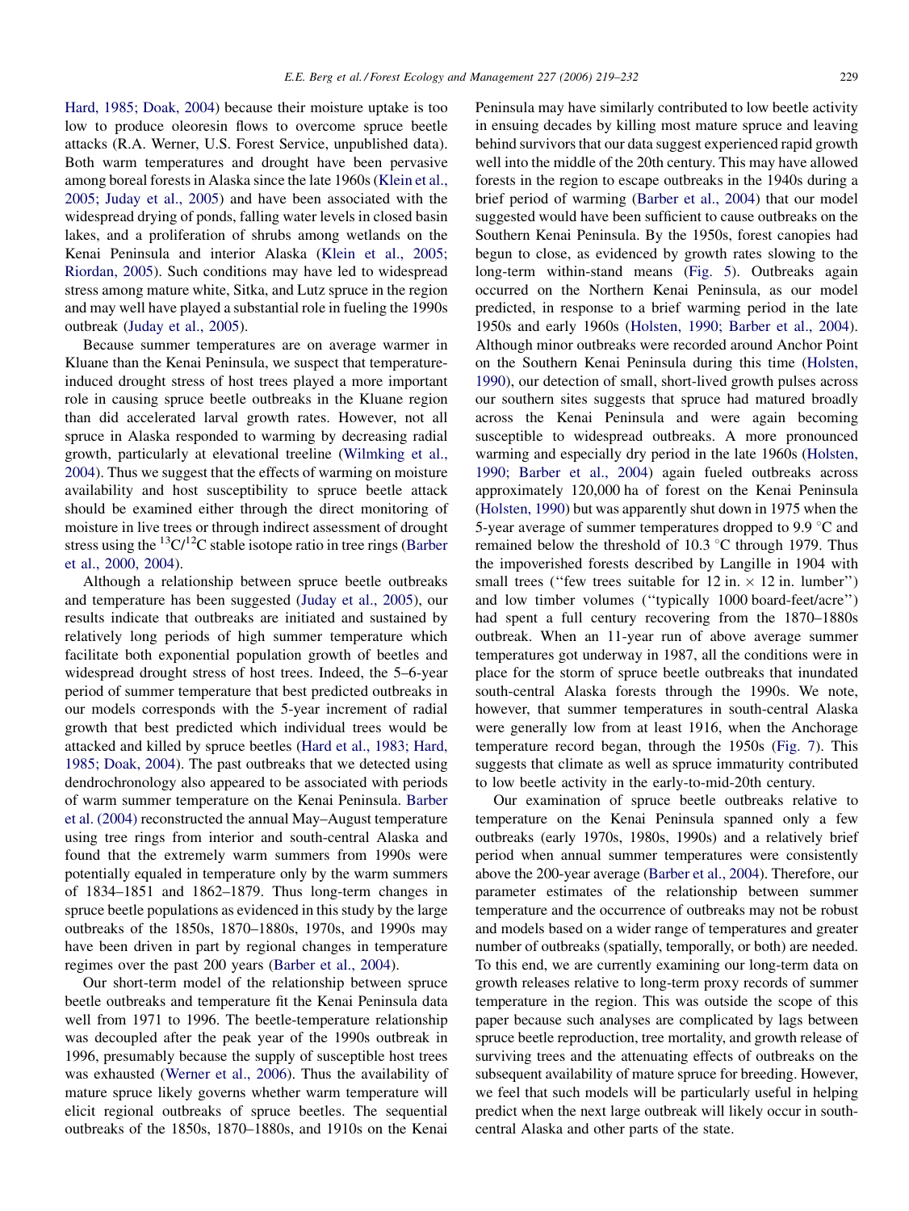Hard, 1985; Doak, 2004) because their moisture uptake is too low to produce oleoresin flows to overcome spruce beetle attacks (R.A. Werner, U.S. Forest Service, unpublished data). Both warm temperatures and drought have been pervasive among boreal forests in Alaska since the late 1960s (Klein et al., 2005; Juday et al., 2005) and have been associated with the widespread drying of ponds, falling water levels in closed basin lakes, and a proliferation of shrubs among wetlands on the Kenai Peninsula and interior Alaska (Klein et al., 2005; Riordan, 2005). Such conditions may have led to widespread stress among mature white, Sitka, and Lutz spruce in the region and may well have played a substantial role in fueling the 1990s outbreak (Juday et al., 2005).

Because summer temperatures are on average warmer in Kluane than the Kenai Peninsula, we suspect that temperature-induced drought stress of host trees played a more important role in causing spruce beetle outbreaks in the Kluane region than did accelerated larval growth rates. However, not all spruce in Alaska responded to warming by decreasing radial growth, particularly at elevational treeline (Wilmking et al., 2004). Thus we suggest that the effects of warming on moisture availability and host susceptibility to spruce beetle attack should be examined either through the direct monitoring of moisture in live trees or through indirect assessment of drought stress using the $^{13}C/^{12}C$ stable isotope ratio in tree rings (Barber et al., 2000, 2004).

Although a relationship between spruce beetle outbreaks and temperature has been suggested (Juday et al., 2005), our results indicate that outbreaks are initiated and sustained by relatively long periods of high summer temperature which facilitate both exponential population growth of beetles and widespread drought stress of host trees. Indeed, the 5–6-year period of summer temperature that best predicted outbreaks in our models corresponds with the 5-year increment of radial growth that best predicted which individual trees would be attacked and killed by spruce beetles (Hard et al., 1983; Hard, 1985; Doak, 2004). The past outbreaks that we detected using dendrochronology also appeared to be associated with periods of warm summer temperature on the Kenai Peninsula. Barber et al. (2004) reconstructed the annual May–August temperature using tree rings from interior and south-central Alaska and found that the extremely warm summers from 1990s were potentially equaled in temperature only by the warm summers of 1834–1851 and 1862–1879. Thus long-term changes in spruce beetle populations as evidenced in this study by the large outbreaks of the 1850s, 1870–1880s, 1970s, and 1990s may have been driven in part by regional changes in temperature regimes over the past 200 years (Barber et al., 2004).

Our short-term model of the relationship between spruce beetle outbreaks and temperature fit the Kenai Peninsula data well from 1971 to 1996. The beetle-temperature relationship was decoupled after the peak year of the 1990s outbreak in 1996, presumably because the supply of susceptible host trees was exhausted (Werner et al., 2006). Thus the availability of mature spruce likely governs whether warm temperature will elicit regional outbreaks of spruce beetles. The sequential outbreaks of the 1850s, 1870–1880s, and 1910s on the Kenai Peninsula may have similarly contributed to low beetle activity in ensuing decades by killing most mature spruce and leaving behind survivors that our data suggest experienced rapid growth well into the middle of the 20th century. This may have allowed forests in the region to escape outbreaks in the 1940s during a brief period of warming (Barber et al., 2004) that our model suggested would have been sufficient to cause outbreaks on the Southern Kenai Peninsula. By the 1950s, forest canopies had begun to close, as evidenced by growth rates slowing to the long-term within-stand means (Fig. 5). Outbreaks again occurred on the Northern Kenai Peninsula, as our model predicted, in response to a brief warming period in the late 1950s and early 1960s (Holsten, 1990; Barber et al., 2004). Although minor outbreaks were recorded around Anchor Point on the Southern Kenai Peninsula during this time (Holsten, 1990), our detection of small, short-lived growth pulses across our southern sites suggests that spruce had matured broadly across the Kenai Peninsula and were again becoming susceptible to widespread outbreaks. A more pronounced warming and especially dry period in the late 1960s (Holsten, 1990; Barber et al., 2004) again fueled outbreaks across approximately 120,000 ha of forest on the Kenai Peninsula (Holsten, 1990) but was apparently shut down in 1975 when the 5-year average of summer temperatures dropped to 9.9 °C and remained below the threshold of 10.3 °C through 1979. Thus the impoverished forests described by Langille in 1904 with small trees (''few trees suitable for 12 in. × 12 in. lumber'') and low timber volumes (''typically 1000 board-feet/acre'') had spent a full century recovering from the 1870–1880s outbreak. When an 11-year run of above average summer temperatures got underway in 1987, all the conditions were in place for the storm of spruce beetle outbreaks that inundated south-central Alaska forests through the 1990s. We note, however, that summer temperatures in south-central Alaska were generally low from at least 1916, when the Anchorage temperature record began, through the 1950s (Fig. 7). This suggests that climate as well as spruce immaturity contributed to low beetle activity in the early-to-mid-20th century.

Our examination of spruce beetle outbreaks relative to temperature on the Kenai Peninsula spanned only a few outbreaks (early 1970s, 1980s, 1990s) and a relatively brief period when annual summer temperatures were consistently above the 200-year average (Barber et al., 2004). Therefore, our parameter estimates of the relationship between summer temperature and the occurrence of outbreaks may not be robust and models based on a wider range of temperatures and greater number of outbreaks (spatially, temporally, or both) are needed. To this end, we are currently examining our long-term data on growth releases relative to long-term proxy records of summer temperature in the region. This was outside the scope of this paper because such analyses are complicated by lags between spruce beetle reproduction, tree mortality, and growth release of surviving trees and the attenuating effects of outbreaks on the subsequent availability of mature spruce for breeding. However, we feel that such models will be particularly useful in helping predict when the next large outbreak will likely occur in south-central Alaska and other parts of the state.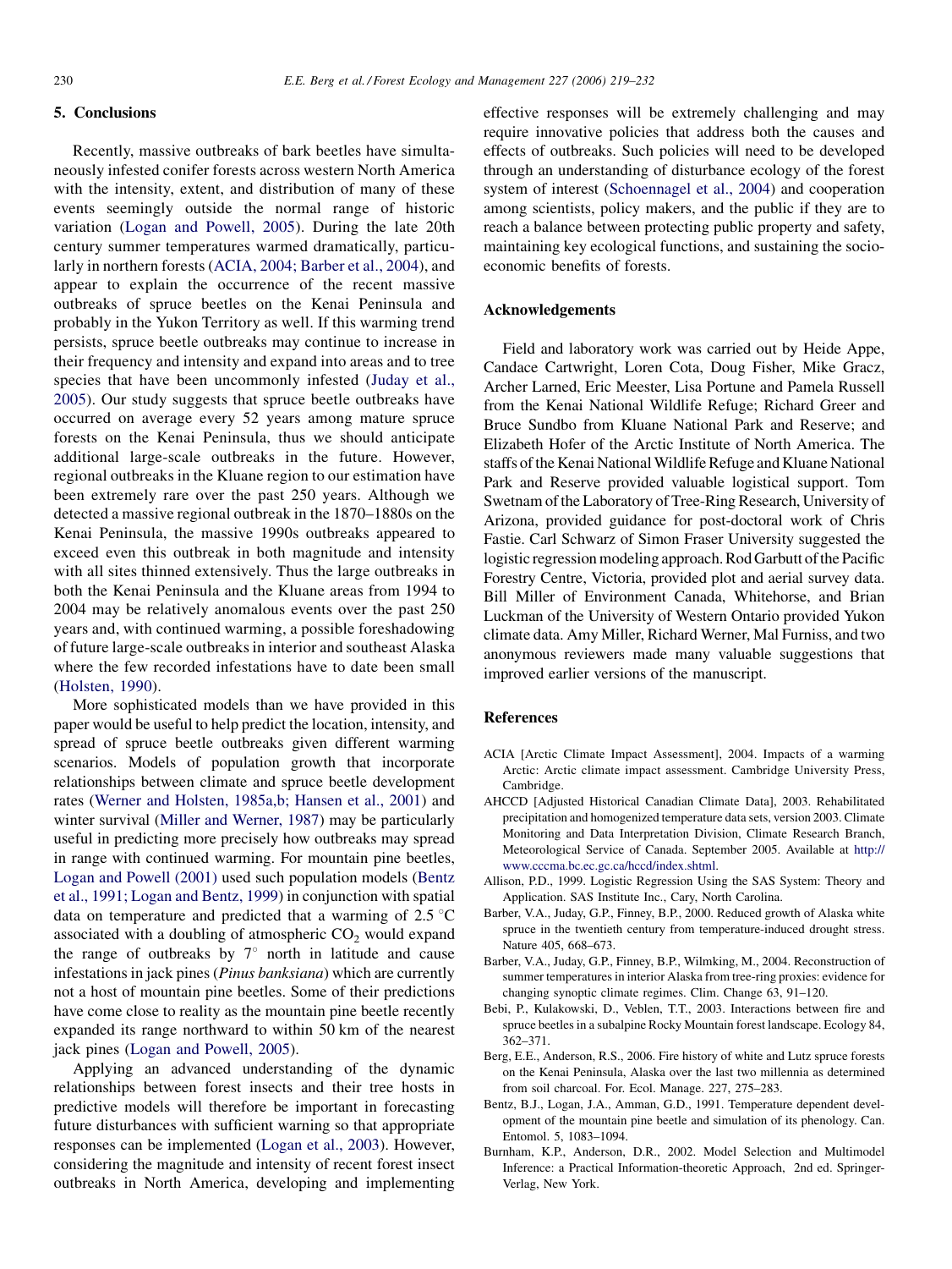## 5. Conclusions

Recently, massive outbreaks of bark beetles have simultaneously infested conifer forests across western North America with the intensity, extent, and distribution of many of these events seemingly outside the normal range of historic variation (Logan and Powell, 2005). During the late 20th century summer temperatures warmed dramatically, particularly in northern forests (ACIA, 2004; Barber et al., 2004), and appear to explain the occurrence of the recent massive outbreaks of spruce beetles on the Kenai Peninsula and probably in the Yukon Territory as well. If this warming trend persists, spruce beetle outbreaks may continue to increase in their frequency and intensity and expand into areas and to tree species that have been uncommonly infested (Juday et al., 2005). Our study suggests that spruce beetle outbreaks have occurred on average every 52 years among mature spruce forests on the Kenai Peninsula, thus we should anticipate additional large-scale outbreaks in the future. However, regional outbreaks in the Kluane region to our estimation have been extremely rare over the past 250 years. Although we detected a massive regional outbreak in the 1870–1880s on the Kenai Peninsula, the massive 1990s outbreaks appeared to exceed even this outbreak in both magnitude and intensity with all sites thinned extensively. Thus the large outbreaks in both the Kenai Peninsula and the Kluane areas from 1994 to 2004 may be relatively anomalous events over the past 250 years and, with continued warming, a possible foreshadowing of future large-scale outbreaks in interior and southeast Alaska where the few recorded infestations have to date been small (Holsten, 1990).

More sophisticated models than we have provided in this paper would be useful to help predict the location, intensity, and spread of spruce beetle outbreaks given different warming scenarios. Models of population growth that incorporate relationships between climate and spruce beetle development rates (Werner and Holsten, 1985a,b; Hansen et al., 2001) and winter survival (Miller and Werner, 1987) may be particularly useful in predicting more precisely how outbreaks may spread in range with continued warming. For mountain pine beetles, Logan and Powell (2001) used such population models (Bentz et al., 1991; Logan and Bentz, 1999) in conjunction with spatial data on temperature and predicted that a warming of 2.5 °C associated with a doubling of atmospheric $CO_2$ would expand the range of outbreaks by 7° north in latitude and cause infestations in jack pines (*Pinus banksiana*) which are currently not a host of mountain pine beetles. Some of their predictions have come close to reality as the mountain pine beetle recently expanded its range northward to within 50 km of the nearest jack pines (Logan and Powell, 2005).

Applying an advanced understanding of the dynamic relationships between forest insects and their tree hosts in predictive models will therefore be important in forecasting future disturbances with sufficient warning so that appropriate responses can be implemented (Logan et al., 2003). However, considering the magnitude and intensity of recent forest insect outbreaks in North America, developing and implementing effective responses will be extremely challenging and may require innovative policies that address both the causes and effects of outbreaks. Such policies will need to be developed through an understanding of disturbance ecology of the forest system of interest (Schoennagel et al., 2004) and cooperation among scientists, policy makers, and the public if they are to reach a balance between protecting public property and safety, maintaining key ecological functions, and sustaining the socio-economic benefits of forests.

## Acknowledgements

Field and laboratory work was carried out by Heide Appe, Candace Cartwright, Loren Cota, Doug Fisher, Mike Gracz, Archer Larned, Eric Meester, Lisa Portune and Pamela Russell from the Kenai National Wildlife Refuge; Richard Greer and Bruce Sundbo from Kluane National Park and Reserve; and Elizabeth Hofer of the Arctic Institute of North America. The staffs of the Kenai National Wildlife Refuge and Kluane National Park and Reserve provided valuable logistical support. Tom Swetnam of the Laboratory of Tree-Ring Research, University of Arizona, provided guidance for post-doctoral work of Chris Fastie. Carl Schwarz of Simon Fraser University suggested the logistic regression modeling approach. Rod Garbutt of the Pacific Forestry Centre, Victoria, provided plot and aerial survey data. Bill Miller of Environment Canada, Whitehorse, and Brian Luckman of the University of Western Ontario provided Yukon climate data. Amy Miller, Richard Werner, Mal Furniss, and two anonymous reviewers made many valuable suggestions that improved earlier versions of the manuscript.

## References

ACIA [Arctic Climate Impact Assessment], 2004. Impacts of a warming Arctic: Arctic climate impact assessment. Cambridge University Press, Cambridge.

AHCCD [Adjusted Historical Canadian Climate Data], 2003. Rehabilitated precipitation and homogenized temperature data sets, version 2003. Climate Monitoring and Data Interpretation Division, Climate Research Branch, Meteorological Service of Canada. September 2005. Available at http://www.cccma.bc.ec.gc.ca/hccd/index.shtml.

Allison, P.D., 1999. Logistic Regression Using the SAS System: Theory and Application. SAS Institute Inc., Cary, North Carolina.

Barber, V.A., Juday, G.P., Finney, B.P., 2000. Reduced growth of Alaska white spruce in the twentieth century from temperature-induced drought stress. Nature 405, 668–673.

Barber, V.A., Juday, G.P., Finney, B.P., Wilmking, M., 2004. Reconstruction of summer temperatures in interior Alaska from tree-ring proxies: evidence for changing synoptic climate regimes. Clim. Change 63, 91–120.

Bebi, P., Kulakowski, D., Veblen, T.T., 2003. Interactions between fire and spruce beetles in a subalpine Rocky Mountain forest landscape. Ecology 84, 362–371.

Berg, E.E., Anderson, R.S., 2006. Fire history of white and Lutz spruce forests on the Kenai Peninsula, Alaska over the last two millennia as determined from soil charcoal. For. Ecol. Manage. 227, 275–283.

Bentz, B.J., Logan, J.A., Amman, G.D., 1991. Temperature dependent development of the mountain pine beetle and simulation of its phenology. Can. Entomol. 5, 1083–1094.

Burnham, K.P., Anderson, D.R., 2002. Model Selection and Multimodel Inference: a Practical Information-theoretic Approach, 2nd ed. Springer-Verlag, New York.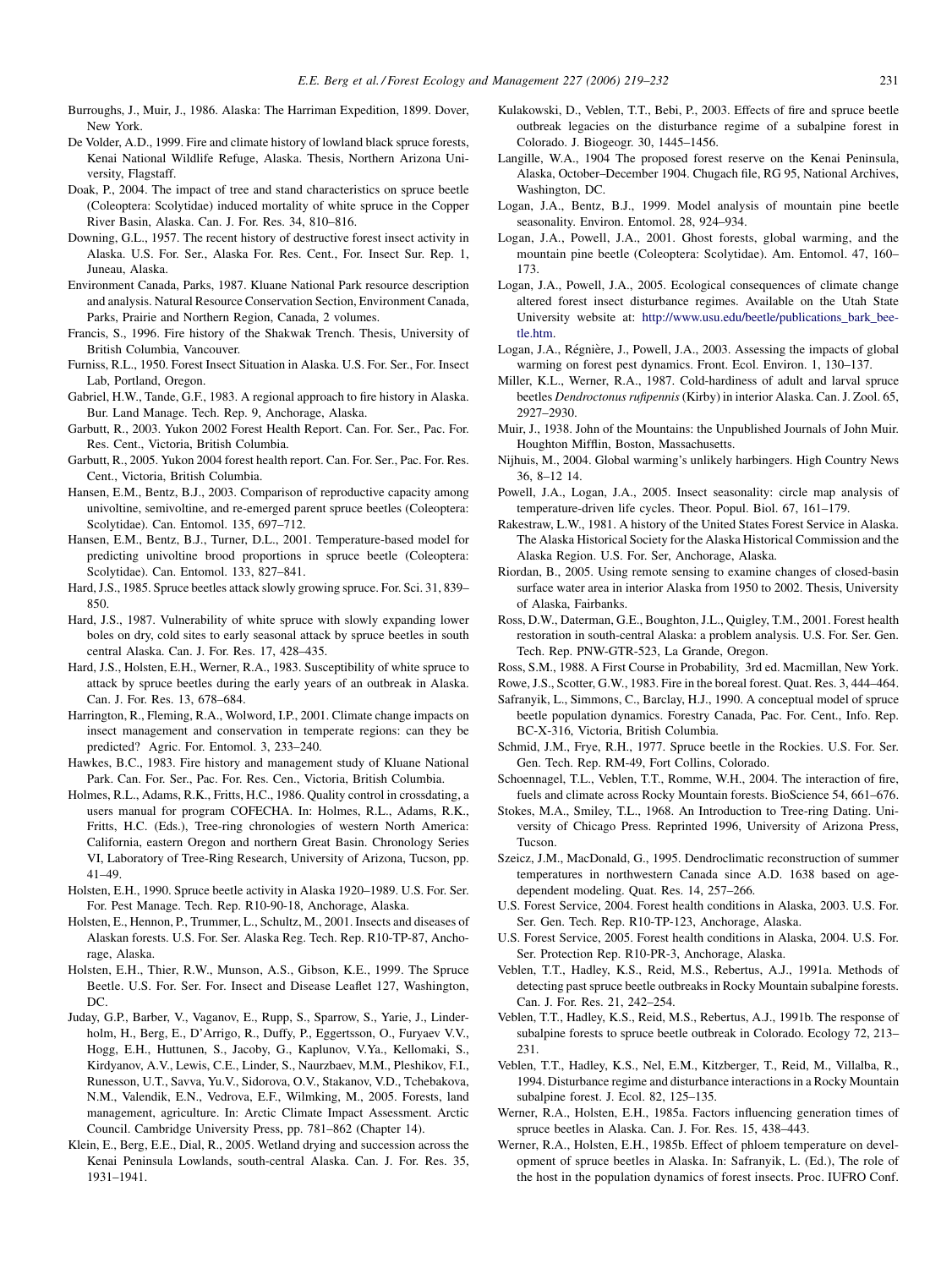Burroughs, J., Muir, J., 1986. Alaska: The Harriman Expedition, 1899. Dover, New York.

De Volder, A.D., 1999. Fire and climate history of lowland black spruce forests, Kenai National Wildlife Refuge, Alaska. Thesis, Northern Arizona University, Flagstaff.

Doak, P., 2004. The impact of tree and stand characteristics on spruce beetle (Coleoptera: Scolytidae) induced mortality of white spruce in the Copper River Basin, Alaska. Can. J. For. Res. 34, 810–816.

Downing, G.L., 1957. The recent history of destructive forest insect activity in Alaska. U.S. For. Ser., Alaska For. Res. Cent., For. Insect Sur. Rep. 1, Juneau, Alaska.

Environment Canada, Parks, 1987. Kluane National Park resource description and analysis. Natural Resource Conservation Section, Environment Canada, Parks, Prairie and Northern Region, Canada, 2 volumes.

Francis, S., 1996. Fire history of the Shakwak Trench. Thesis, University of British Columbia, Vancouver.

Furniss, R.L., 1950. Forest Insect Situation in Alaska. U.S. For. Ser., For. Insect Lab, Portland, Oregon.

Gabriel, H.W., Tande, G.F., 1983. A regional approach to fire history in Alaska. Bur. Land Manage. Tech. Rep. 9, Anchorage, Alaska.

Garbutt, R., 2003. Yukon 2002 Forest Health Report. Can. For. Ser., Pac. For. Res. Cent., Victoria, British Columbia.

Garbutt, R., 2005. Yukon 2004 forest health report. Can. For. Ser., Pac. For. Res. Cent., Victoria, British Columbia.

Hansen, E.M., Bentz, B.J., 2003. Comparison of reproductive capacity among univoltine, semivoltine, and re-emerged parent spruce beetles (Coleoptera: Scolytidae). Can. Entomol. 135, 697–712.

Hansen, E.M., Bentz, B.J., Turner, D.L., 2001. Temperature-based model for predicting univoltine brood proportions in spruce beetle (Coleoptera: Scolytidae). Can. Entomol. 133, 827–841.

Hard, J.S., 1985. Spruce beetles attack slowly growing spruce. For. Sci. 31, 839–850.

Hard, J.S., 1987. Vulnerability of white spruce with slowly expanding lower boles on dry, cold sites to early seasonal attack by spruce beetles in south central Alaska. Can. J. For. Res. 17, 428–435.

Hard, J.S., Holsten, E.H., Werner, R.A., 1983. Susceptibility of white spruce to attack by spruce beetles during the early years of an outbreak in Alaska. Can. J. For. Res. 13, 678–684.

Harrington, R., Fleming, R.A., Wolword, I.P., 2001. Climate change impacts on insect management and conservation in temperate regions: can they be predicted? Agric. For. Entomol. 3, 233–240.

Hawkes, B.C., 1983. Fire history and management study of Kluane National Park. Can. For. Ser., Pac. For. Res. Cen., Victoria, British Columbia.

Holmes, R.L., Adams, R.K., Fritts, H.C., 1986. Quality control in crossdating, a users manual for program COFECHA. In: Holmes, R.L., Adams, R.K., Fritts, H.C. (Eds.), Tree-ring chronologies of western North America: California, eastern Oregon and northern Great Basin. Chronology Series VI, Laboratory of Tree-Ring Research, University of Arizona, Tucson, pp. 41–49.

Holsten, E.H., 1990. Spruce beetle activity in Alaska 1920–1989. U.S. For. Ser. For. Pest Manage. Tech. Rep. R10-90-18, Anchorage, Alaska.

Holsten, E., Hennon, P., Trummer, L., Schultz, M., 2001. Insects and diseases of Alaskan forests. U.S. For. Ser. Alaska Reg. Tech. Rep. R10-TP-87, Anchorage, Alaska.

Holsten, E.H., Thier, R.W., Munson, A.S., Gibson, K.E., 1999. The Spruce Beetle. U.S. For. Ser. For. Insect and Disease Leaflet 127, Washington, DC.

Juday, G.P., Barber, V., Vaganov, E., Rupp, S., Sparrow, S., Yarie, J., Linderholm, H., Berg, E., D'Arrigo, R., Duffy, P., Eggertsson, O., Furyaev V.V., Hogg, E.H., Huttunen, S., Jacoby, G., Kaplunov, V.Ya., Kellomaki, S., Kirdyanov, A.V., Lewis, C.E., Linder, S., Naurzbaev, M.M., Pleshikov, F.I., Runesson, U.T., Savva, Yu.V., Sidorova, O.V., Stakanov, V.D., Tchebakova, N.M., Valendik, E.N., Vedrova, E.F., Wilmking, M., 2005. Forests, land management, agriculture. In: Arctic Climate Impact Assessment. Arctic Council. Cambridge University Press, pp. 781–862 (Chapter 14).

Klein, E., Berg, E.E., Dial, R., 2005. Wetland drying and succession across the Kenai Peninsula Lowlands, south-central Alaska. Can. J. For. Res. 35, 1931–1941.

Kulakowski, D., Veblen, T.T., Bebi, P., 2003. Effects of fire and spruce beetle outbreak legacies on the disturbance regime of a subalpine forest in Colorado. J. Biogeogr. 30, 1445–1456.

Langille, W.A., 1904 The proposed forest reserve on the Kenai Peninsula, Alaska, October–December 1904. Chugach file, RG 95, National Archives, Washington, DC.

Logan, J.A., Bentz, B.J., 1999. Model analysis of mountain pine beetle seasonality. Environ. Entomol. 28, 924–934.

Logan, J.A., Powell, J.A., 2001. Ghost forests, global warming, and the mountain pine beetle (Coleoptera: Scolytidae). Am. Entomol. 47, 160–173.

Logan, J.A., Powell, J.A., 2005. Ecological consequences of climate change altered forest insect disturbance regimes. Available on the Utah State University website at: http://www.usu.edu/beetle/publications_bark_beetle.htm.

Logan, J.A., Régnière, J., Powell, J.A., 2003. Assessing the impacts of global warming on forest pest dynamics. Front. Ecol. Environ. 1, 130–137.

Miller, K.L., Werner, R.A., 1987. Cold-hardiness of adult and larval spruce beetles *Dendroctonus rufipennis* (Kirby) in interior Alaska. Can. J. Zool. 65, 2927–2930.

Muir, J., 1938. John of the Mountains: the Unpublished Journals of John Muir. Houghton Mifflin, Boston, Massachusetts.

Nijhuis, M., 2004. Global warming's unlikely harbingers. High Country News 36, 8–12 14.

Powell, J.A., Logan, J.A., 2005. Insect seasonality: circle map analysis of temperature-driven life cycles. Theor. Popul. Biol. 67, 161–179.

Rakestraw, L.W., 1981. A history of the United States Forest Service in Alaska. The Alaska Historical Society for the Alaska Historical Commission and the Alaska Region. U.S. For. Ser, Anchorage, Alaska.

Riordan, B., 2005. Using remote sensing to examine changes of closed-basin surface water area in interior Alaska from 1950 to 2002. Thesis, University of Alaska, Fairbanks.

Ross, D.W., Daterman, G.E., Boughton, J.L., Quigley, T.M., 2001. Forest health restoration in south-central Alaska: a problem analysis. U.S. For. Ser. Gen. Tech. Rep. PNW-GTR-523, La Grande, Oregon.

Ross, S.M., 1988. A First Course in Probability, 3rd ed. Macmillan, New York.

Rowe, J.S., Scotter, G.W., 1983. Fire in the boreal forest. Quat. Res. 3, 444–464.

Safranyik, L., Simmons, C., Barclay, H.J., 1990. A conceptual model of spruce beetle population dynamics. Forestry Canada, Pac. For. Cent., Info. Rep. BC-X-316, Victoria, British Columbia.

Schmid, J.M., Frye, R.H., 1977. Spruce beetle in the Rockies. U.S. For. Ser. Gen. Tech. Rep. RM-49, Fort Collins, Colorado.

Schoennagel, T.L., Veblen, T.T., Romme, W.H., 2004. The interaction of fire, fuels and climate across Rocky Mountain forests. BioScience 54, 661–676.

Stokes, M.A., Smiley, T.L., 1968. An Introduction to Tree-ring Dating. University of Chicago Press. Reprinted 1996, University of Arizona Press, Tucson.

Szeicz, J.M., MacDonald, G., 1995. Dendroclimatic reconstruction of summer temperatures in northwestern Canada since A.D. 1638 based on age-dependent modeling. Quat. Res. 14, 257–266.

U.S. Forest Service, 2004. Forest health conditions in Alaska, 2003. U.S. For. Ser. Gen. Tech. Rep. R10-TP-123, Anchorage, Alaska.

U.S. Forest Service, 2005. Forest health conditions in Alaska, 2004. U.S. For. Ser. Protection Rep. R10-PR-3, Anchorage, Alaska.

Veblen, T.T., Hadley, K.S., Reid, M.S., Rebertus, A.J., 1991a. Methods of detecting past spruce beetle outbreaks in Rocky Mountain subalpine forests. Can. J. For. Res. 21, 242–254.

Veblen, T.T., Hadley, K.S., Reid, M.S., Rebertus, A.J., 1991b. The response of subalpine forests to spruce beetle outbreak in Colorado. Ecology 72, 213–231.

Veblen, T.T., Hadley, K.S., Nel, E.M., Kitzberger, T., Reid, M., Villalba, R., 1994. Disturbance regime and disturbance interactions in a Rocky Mountain subalpine forest. J. Ecol. 82, 125–135.

Werner, R.A., Holsten, E.H., 1985a. Factors influencing generation times of spruce beetles in Alaska. Can. J. For. Res. 15, 438–443.

Werner, R.A., Holsten, E.H., 1985b. Effect of phloem temperature on development of spruce beetles in Alaska. In: Safranyik, L. (Ed.), The role of the host in the population dynamics of forest insects. Proc. IUFRO Conf.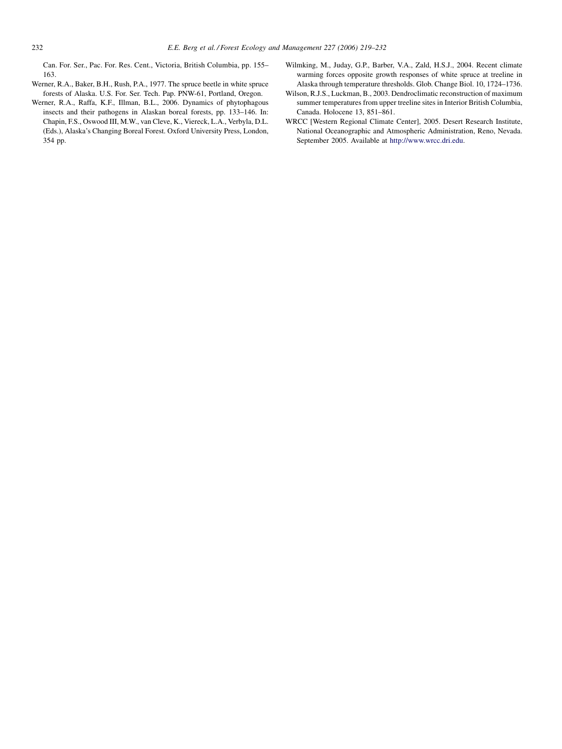Can. For. Ser., Pac. For. Res. Cent., Victoria, British Columbia, pp. 155–163.

Werner, R.A., Baker, B.H., Rush, P.A., 1977. The spruce beetle in white spruce forests of Alaska. U.S. For. Ser. Tech. Pap. PNW-61, Portland, Oregon.

Werner, R.A., Raffa, K.F., Illman, B.L., 2006. Dynamics of phytophagous insects and their pathogens in Alaskan boreal forests, pp. 133–146. In: Chapin, F.S., Oswood III, M.W., van Cleve, K., Viereck, L.A., Verbyla, D.L. (Eds.), Alaska's Changing Boreal Forest. Oxford University Press, London, 354 pp.

Wilmking, M., Juday, G.P., Barber, V.A., Zald, H.S.J., 2004. Recent climate warming forces opposite growth responses of white spruce at treeline in Alaska through temperature thresholds. Glob. Change Biol. 10, 1724–1736.

Wilson, R.J.S., Luckman, B., 2003. Dendroclimatic reconstruction of maximum summer temperatures from upper treeline sites in Interior British Columbia, Canada. Holocene 13, 851–861.

WRCC [Western Regional Climate Center], 2005. Desert Research Institute, National Oceanographic and Atmospheric Administration, Reno, Nevada. September 2005. Available at http://www.wrcc.dri.edu.